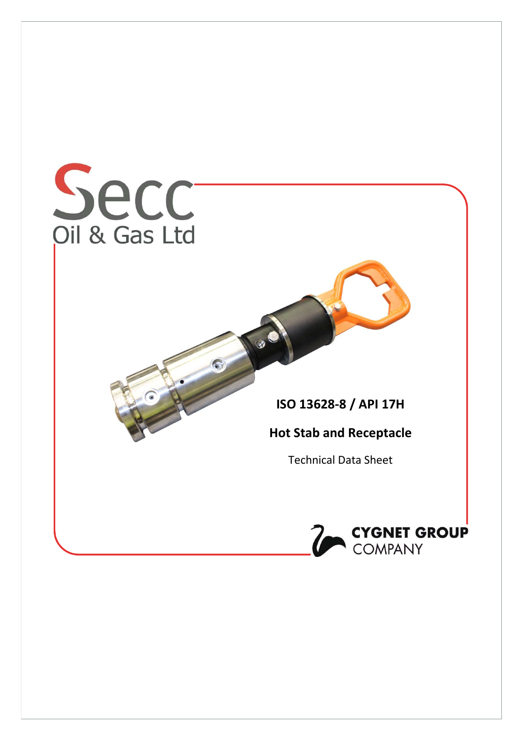Secc Oil & Gas Ltd

# ISO 13628-8 / API 17H

## Hot Stab and Receptacle

Technical Data Sheet

CYGNET GROUP COMPANY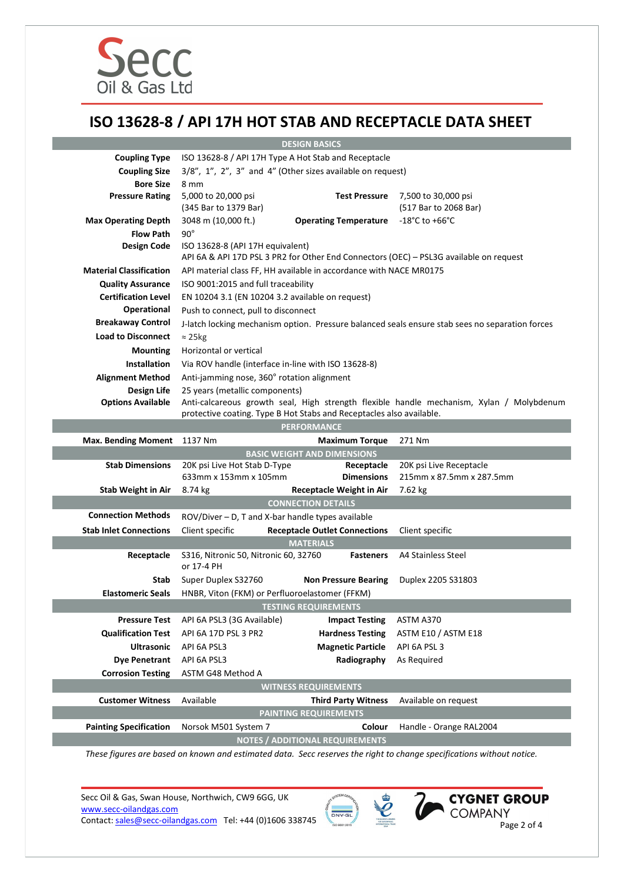# ISO 13628-8 / API 17H HOT STAB AND RECEPTACLE DATA SHEET

| DESIGN BASICS | | | |
|---|---|---|---|
| **Coupling Type** | ISO 13628-8 / API 17H Type A Hot Stab and Receptacle | | |
| **Coupling Size** | 3/8", 1", 2", 3" and 4" (Other sizes available on request) | | |
| **Bore Size** | 8 mm | | |
| **Pressure Rating** | 5,000 to 20,000 psi (345 Bar to 1379 Bar) | **Test Pressure** | 7,500 to 30,000 psi (517 Bar to 2068 Bar) |
| **Max Operating Depth** | 3048 m (10,000 ft.) | **Operating Temperature** | -18°C to +66°C |
| **Flow Path** | 90° | | |
| **Design Code** | ISO 13628-8 (API 17H equivalent) API 6A & API 17D PSL 3 PR2 for Other End Connectors (OEC) – PSL3G available on request | | |
| **Material Classification** | API material class FF, HH available in accordance with NACE MR0175 | | |
| **Quality Assurance** | ISO 9001:2015 and full traceability | | |
| **Certification Level** | EN 10204 3.1 (EN 10204 3.2 available on request) | | |
| **Operational** | Push to connect, pull to disconnect | | |
| **Breakaway Control** | J-latch locking mechanism option. Pressure balanced seals ensure stab sees no separation forces | | |
| **Load to Disconnect** | ≈ 25kg | | |
| **Mounting** | Horizontal or vertical | | |
| **Installation** | Via ROV handle (interface in-line with ISO 13628-8) | | |
| **Alignment Method** | Anti-jamming nose, 360° rotation alignment | | |
| **Design Life** | 25 years (metallic components) | | |
| **Options Available** | Anti-calcareous growth seal, High strength flexible handle mechanism, Xylan / Molybdenum protective coating. Type B Hot Stabs and Receptacles also available. | | |
| **PERFORMANCE** | | | |
| **Max. Bending Moment** | 1137 Nm | **Maximum Torque** | 271 Nm |
| **BASIC WEIGHT AND DIMENSIONS** | | | |
| **Stab Dimensions** | 20K psi Live Hot Stab D-Type 633mm x 153mm x 105mm | **Receptacle Dimensions** | 20K psi Live Receptacle 215mm x 87.5mm x 287.5mm |
| **Stab Weight in Air** | 8.74 kg | **Receptacle Weight in Air** | 7.62 kg |
| **CONNECTION DETAILS** | | | |
| **Connection Methods** | ROV/Diver – D, T and X-bar handle types available | | |
| **Stab Inlet Connections** | Client specific | **Receptacle Outlet Connections** | Client specific |
| **MATERIALS** | | | |
| **Receptacle** | S316, Nitronic 50, Nitronic 60, 32760 or 17-4 PH | **Fasteners** | A4 Stainless Steel |
| **Stab** | Super Duplex S32760 | **Non Pressure Bearing** | Duplex 2205 S31803 |
| **Elastomeric Seals** | HNBR, Viton (FKM) or Perfluoroelastomer (FFKM) | | |
| **TESTING REQUIREMENTS** | | | |
| **Pressure Test** | API 6A PSL3 (3G Available) | **Impact Testing** | ASTM A370 |
| **Qualification Test** | API 6A 17D PSL 3 PR2 | **Hardness Testing** | ASTM E10 / ASTM E18 |
| **Ultrasonic** | API 6A PSL3 | **Magnetic Particle** | API 6A PSL 3 |
| **Dye Penetrant** | API 6A PSL3 | **Radiography** | As Required |
| **Corrosion Testing** | ASTM G48 Method A | | |
| **WITNESS REQUIREMENTS** | | | |
| **Customer Witness** | Available | **Third Party Witness** | Available on request |
| **PAINTING REQUIREMENTS** | | | |
| **Painting Specification** | Norsok M501 System 7 | **Colour** | Handle - Orange RAL2004 |
| **NOTES / ADDITIONAL REQUIREMENTS** | | | |

*These figures are based on known and estimated data. Secc reserves the right to change specifications without notice.*

Secc Oil & Gas, Swan House, Northwich, CW9 6GG, UK
www.secc-oilandgas.com
Contact: sales@secc-oilandgas.com Tel: +44 (0)1606 338745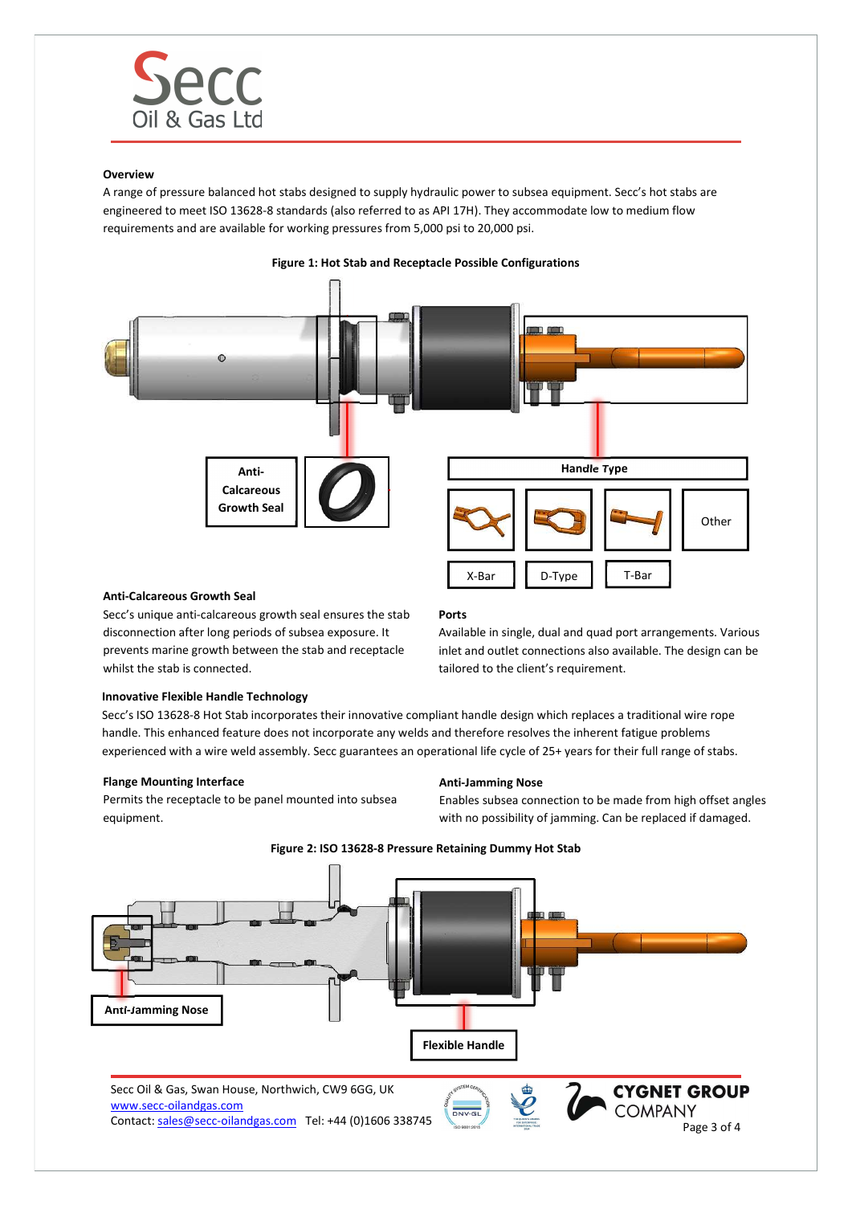## Overview

A range of pressure balanced hot stabs designed to supply hydraulic power to subsea equipment. Secc's hot stabs are engineered to meet ISO 13628-8 standards (also referred to as API 17H). They accommodate low to medium flow requirements and are available for working pressures from 5,000 psi to 20,000 psi.

**Figure 1: Hot Stab and Receptacle Possible Configurations**

Anti-Calcareous Growth Seal

Handle Type

X-Bar | D-Type | T-Bar | Other

### Anti-Calcareous Growth Seal

Secc's unique anti-calcareous growth seal ensures the stab disconnection after long periods of subsea exposure. It prevents marine growth between the stab and receptacle whilst the stab is connected.

### Ports

Available in single, dual and quad port arrangements. Various inlet and outlet connections also available. The design can be tailored to the client's requirement.

### Innovative Flexible Handle Technology

Secc's ISO 13628-8 Hot Stab incorporates their innovative compliant handle design which replaces a traditional wire rope handle. This enhanced feature does not incorporate any welds and therefore resolves the inherent fatigue problems experienced with a wire weld assembly. Secc guarantees an operational life cycle of 25+ years for their full range of stabs.

### Flange Mounting Interface

Permits the receptacle to be panel mounted into subsea equipment.

### Anti-Jamming Nose

Enables subsea connection to be made from high offset angles with no possibility of jamming. Can be replaced if damaged.

**Figure 2: ISO 13628-8 Pressure Retaining Dummy Hot Stab**

Anti-Jamming Nose

Flexible Handle

Secc Oil & Gas, Swan House, Northwich, CW9 6GG, UK
www.secc-oilandgas.com
Contact: sales@secc-oilandgas.com Tel: +44 (0)1606 338745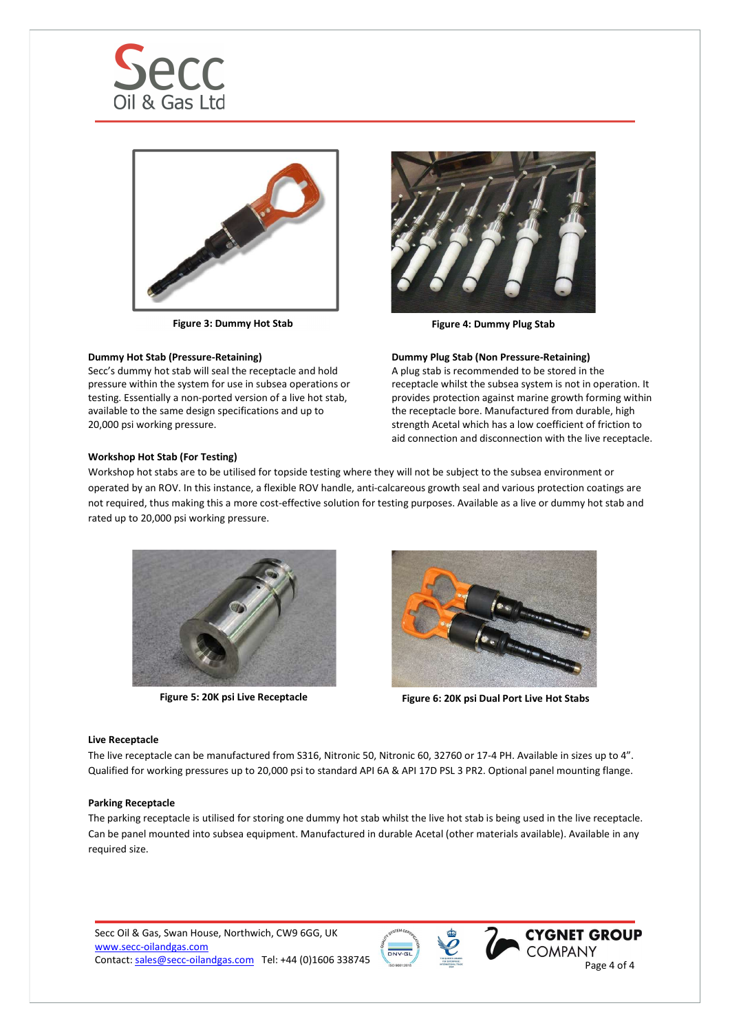Figure 3: Dummy Hot Stab

Figure 4: Dummy Plug Stab

**Dummy Hot Stab (Pressure-Retaining)**

Secc's dummy hot stab will seal the receptacle and hold pressure within the system for use in subsea operations or testing. Essentially a non-ported version of a live hot stab, available to the same design specifications and up to 20,000 psi working pressure.

**Dummy Plug Stab (Non Pressure-Retaining)**

A plug stab is recommended to be stored in the receptacle whilst the subsea system is not in operation. It provides protection against marine growth forming within the receptacle bore. Manufactured from durable, high strength Acetal which has a low coefficient of friction to aid connection and disconnection with the live receptacle.

**Workshop Hot Stab (For Testing)**

Workshop hot stabs are to be utilised for topside testing where they will not be subject to the subsea environment or operated by an ROV. In this instance, a flexible ROV handle, anti-calcareous growth seal and various protection coatings are not required, thus making this a more cost-effective solution for testing purposes. Available as a live or dummy hot stab and rated up to 20,000 psi working pressure.

Figure 5: 20K psi Live Receptacle

Figure 6: 20K psi Dual Port Live Hot Stabs

**Live Receptacle**

The live receptacle can be manufactured from S316, Nitronic 50, Nitronic 60, 32760 or 17-4 PH. Available in sizes up to 4". Qualified for working pressures up to 20,000 psi to standard API 6A & API 17D PSL 3 PR2. Optional panel mounting flange.

**Parking Receptacle**

The parking receptacle is utilised for storing one dummy hot stab whilst the live hot stab is being used in the live receptacle. Can be panel mounted into subsea equipment. Manufactured in durable Acetal (other materials available). Available in any required size.

Secc Oil & Gas, Swan House, Northwich, CW9 6GG, UK
www.secc-oilandgas.com
Contact: sales@secc-oilandgas.com Tel: +44 (0)1606 338745